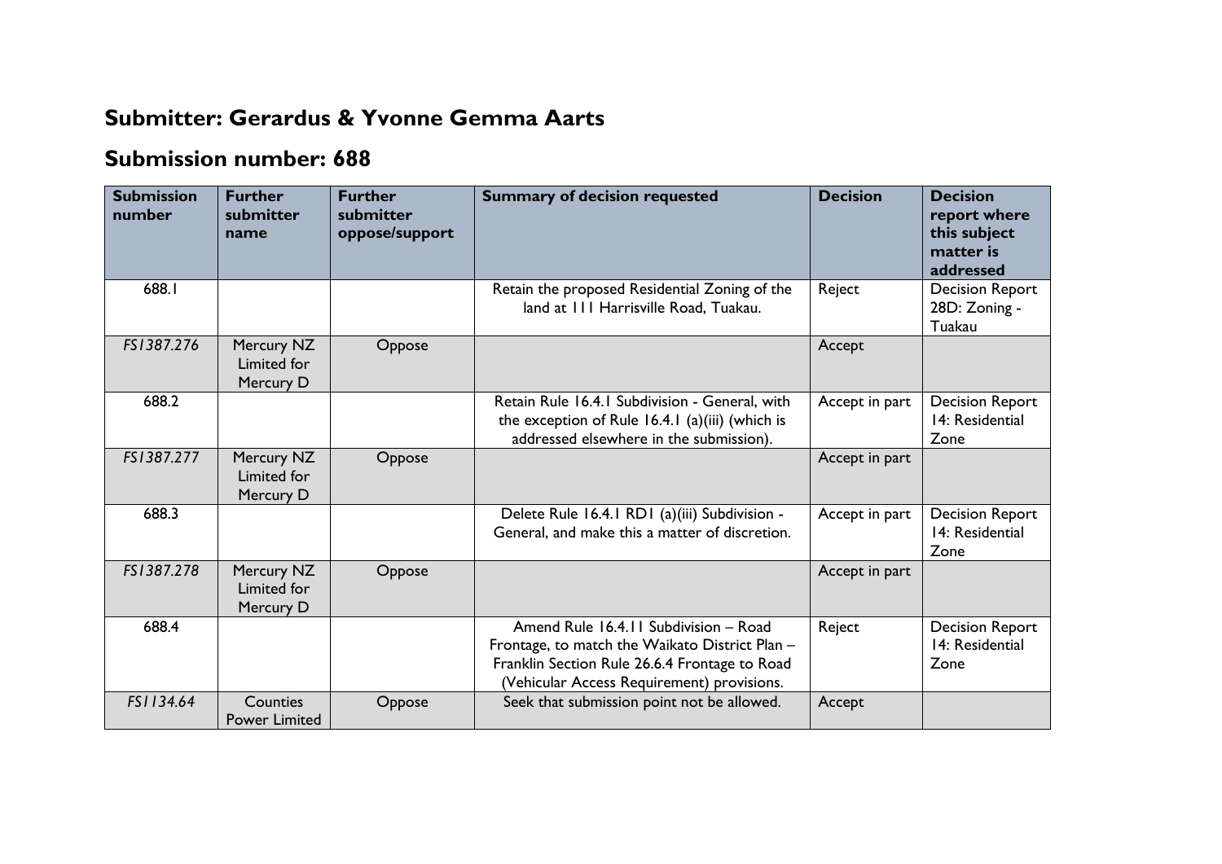## Submitter: Gerardus & Yvonne Gemma Aarts

## Submission number: 688

| Submission number | Further submitter name | Further submitter oppose/support | Summary of decision requested | Decision | Decision report where this subject matter is addressed |
|---|---|---|---|---|---|
| 688.1 | | | Retain the proposed Residential Zoning of the land at 111 Harrisville Road, Tuakau. | Reject | Decision Report 28D: Zoning - Tuakau |
| *FS1387.276* | Mercury NZ Limited for Mercury D | Oppose | | Accept | |
| 688.2 | | | Retain Rule 16.4.1 Subdivision - General, with the exception of Rule 16.4.1 (a)(iii) (which is addressed elsewhere in the submission). | Accept in part | Decision Report 14: Residential Zone |
| *FS1387.277* | Mercury NZ Limited for Mercury D | Oppose | | Accept in part | |
| 688.3 | | | Delete Rule 16.4.1 RD1 (a)(iii) Subdivision - General, and make this a matter of discretion. | Accept in part | Decision Report 14: Residential Zone |
| *FS1387.278* | Mercury NZ Limited for Mercury D | Oppose | | Accept in part | |
| 688.4 | | | Amend Rule 16.4.11 Subdivision – Road Frontage, to match the Waikato District Plan – Franklin Section Rule 26.6.4 Frontage to Road (Vehicular Access Requirement) provisions. | Reject | Decision Report 14: Residential Zone |
| *FS1134.64* | Counties Power Limited | Oppose | Seek that submission point not be allowed. | Accept | |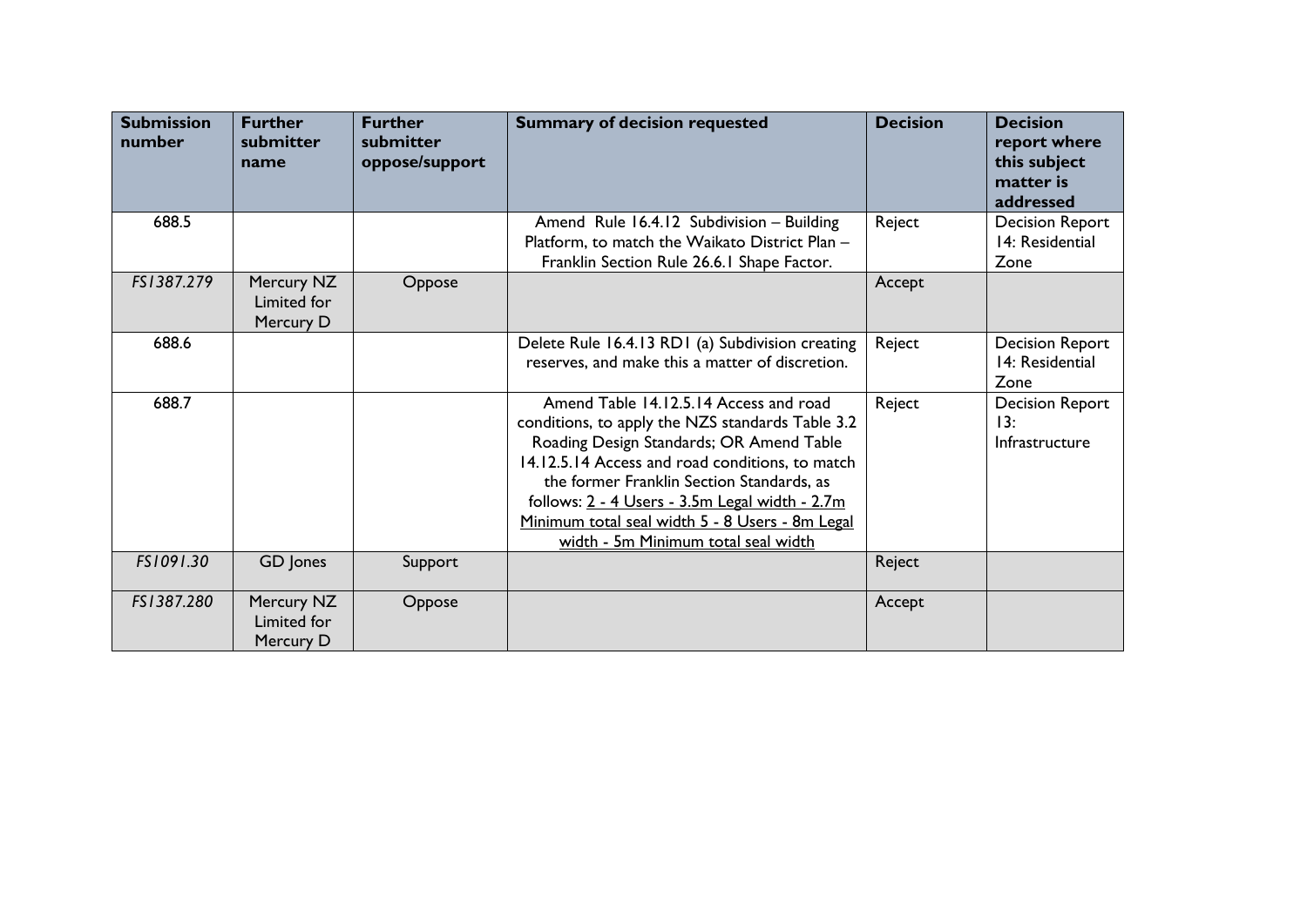| Submission number | Further submitter name | Further submitter oppose/support | Summary of decision requested | Decision | Decision report where this subject matter is addressed |
|---|---|---|---|---|---|
| 688.5 | | | Amend Rule 16.4.12 Subdivision – Building Platform, to match the Waikato District Plan – Franklin Section Rule 26.6.1 Shape Factor. | Reject | Decision Report 14: Residential Zone |
| *FS1387.279* | Mercury NZ Limited for Mercury D | Oppose | | Accept | |
| 688.6 | | | Delete Rule 16.4.13 RD1 (a) Subdivision creating reserves, and make this a matter of discretion. | Reject | Decision Report 14: Residential Zone |
| 688.7 | | | Amend Table 14.12.5.14 Access and road conditions, to apply the NZS standards Table 3.2 Roading Design Standards; OR Amend Table 14.12.5.14 Access and road conditions, to match the former Franklin Section Standards, as follows: <u>2 - 4 Users - 3.5m Legal width - 2.7m Minimum total seal width 5 - 8 Users - 8m Legal width - 5m Minimum total seal width</u> | Reject | Decision Report 13: Infrastructure |
| *FS1091.30* | GD Jones | Support | | Reject | |
| *FS1387.280* | Mercury NZ Limited for Mercury D | Oppose | | Accept | |